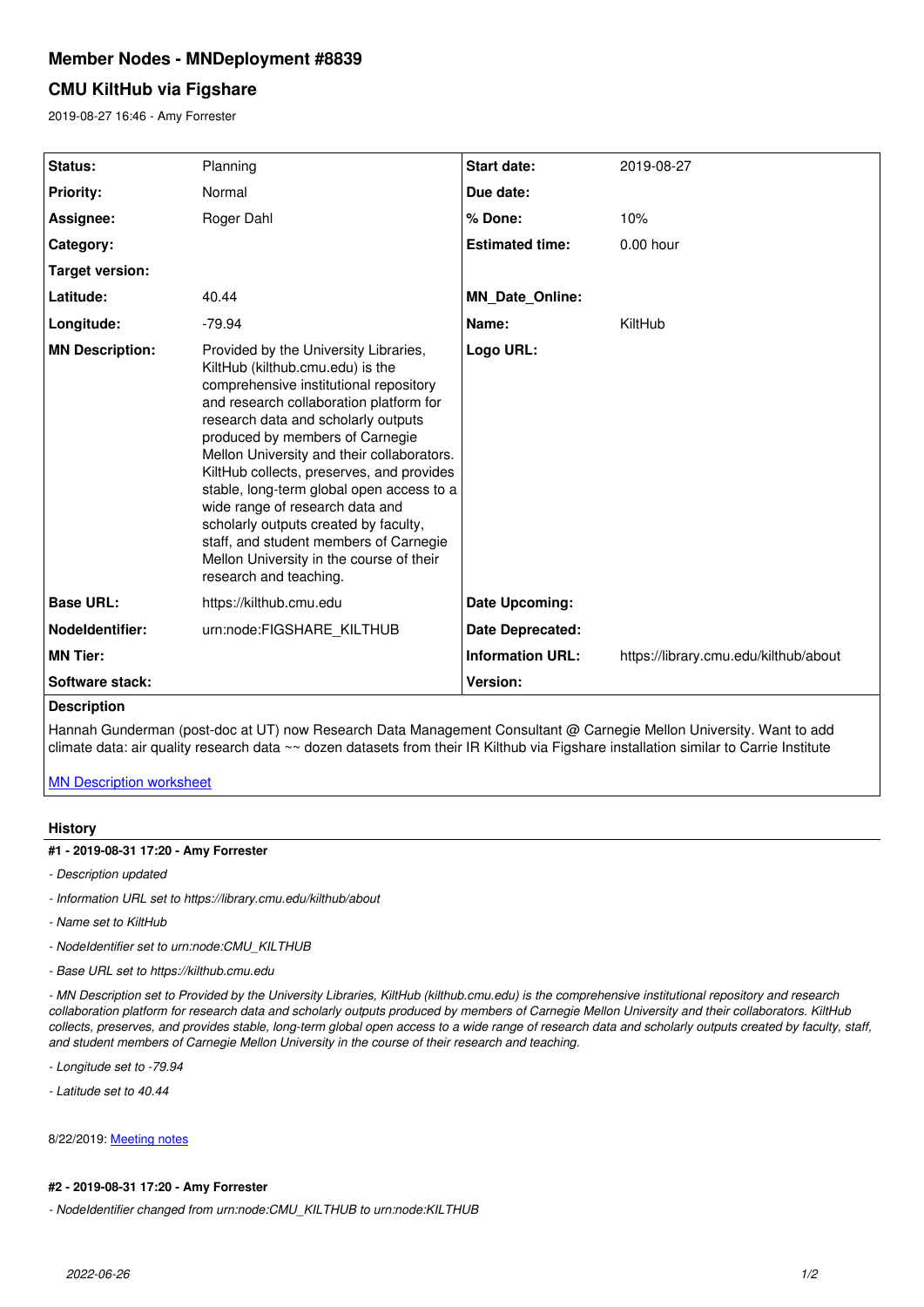# Member Nodes - MNDeployment #8839

## CMU KiltHub via Figshare

2019-08-27 16:46 - Amy Forrester

| | | | |
|---|---|---|---|
| **Status:** | Planning | **Start date:** | 2019-08-27 |
| **Priority:** | Normal | **Due date:** | |
| **Assignee:** | Roger Dahl | **% Done:** | 10% |
| **Category:** | | **Estimated time:** | 0.00 hour |
| **Target version:** | | | |
| **Latitude:** | 40.44 | **MN_Date_Online:** | |
| **Longitude:** | -79.94 | **Name:** | KiltHub |
| **MN Description:** | Provided by the University Libraries, KiltHub (kilthub.cmu.edu) is the comprehensive institutional repository and research collaboration platform for research data and scholarly outputs produced by members of Carnegie Mellon University and their collaborators. KiltHub collects, preserves, and provides stable, long-term global open access to a wide range of research data and scholarly outputs created by faculty, staff, and student members of Carnegie Mellon University in the course of their research and teaching. | **Logo URL:** | |
| **Base URL:** | https://kilthub.cmu.edu | **Date Upcoming:** | |
| **NodeIdentifier:** | urn:node:FIGSHARE_KILTHUB | **Date Deprecated:** | |
| **MN Tier:** | | **Information URL:** | https://library.cmu.edu/kilthub/about |
| **Software stack:** | | **Version:** | |

**Description**

Hannah Gunderman (post-doc at UT) now Research Data Management Consultant @ Carnegie Mellon University. Want to add climate data: air quality research data ~~ dozen datasets from their IR Kilthub via Figshare installation similar to Carrie Institute

[MN Description worksheet]

### History

#### #1 - 2019-08-31 17:20 - Amy Forrester

- *Description updated*
- *Information URL set to https://library.cmu.edu/kilthub/about*
- *Name set to KiltHub*
- *NodeIdentifier set to urn:node:CMU_KILTHUB*
- *Base URL set to https://kilthub.cmu.edu*
- *MN Description set to Provided by the University Libraries, KiltHub (kilthub.cmu.edu) is the comprehensive institutional repository and research collaboration platform for research data and scholarly outputs produced by members of Carnegie Mellon University and their collaborators. KiltHub collects, preserves, and provides stable, long-term global open access to a wide range of research data and scholarly outputs created by faculty, staff, and student members of Carnegie Mellon University in the course of their research and teaching.*
- *Longitude set to -79.94*
- *Latitude set to 40.44*

8/22/2019: [Meeting notes]

#### #2 - 2019-08-31 17:20 - Amy Forrester

- *NodeIdentifier changed from urn:node:CMU_KILTHUB to urn:node:KILTHUB*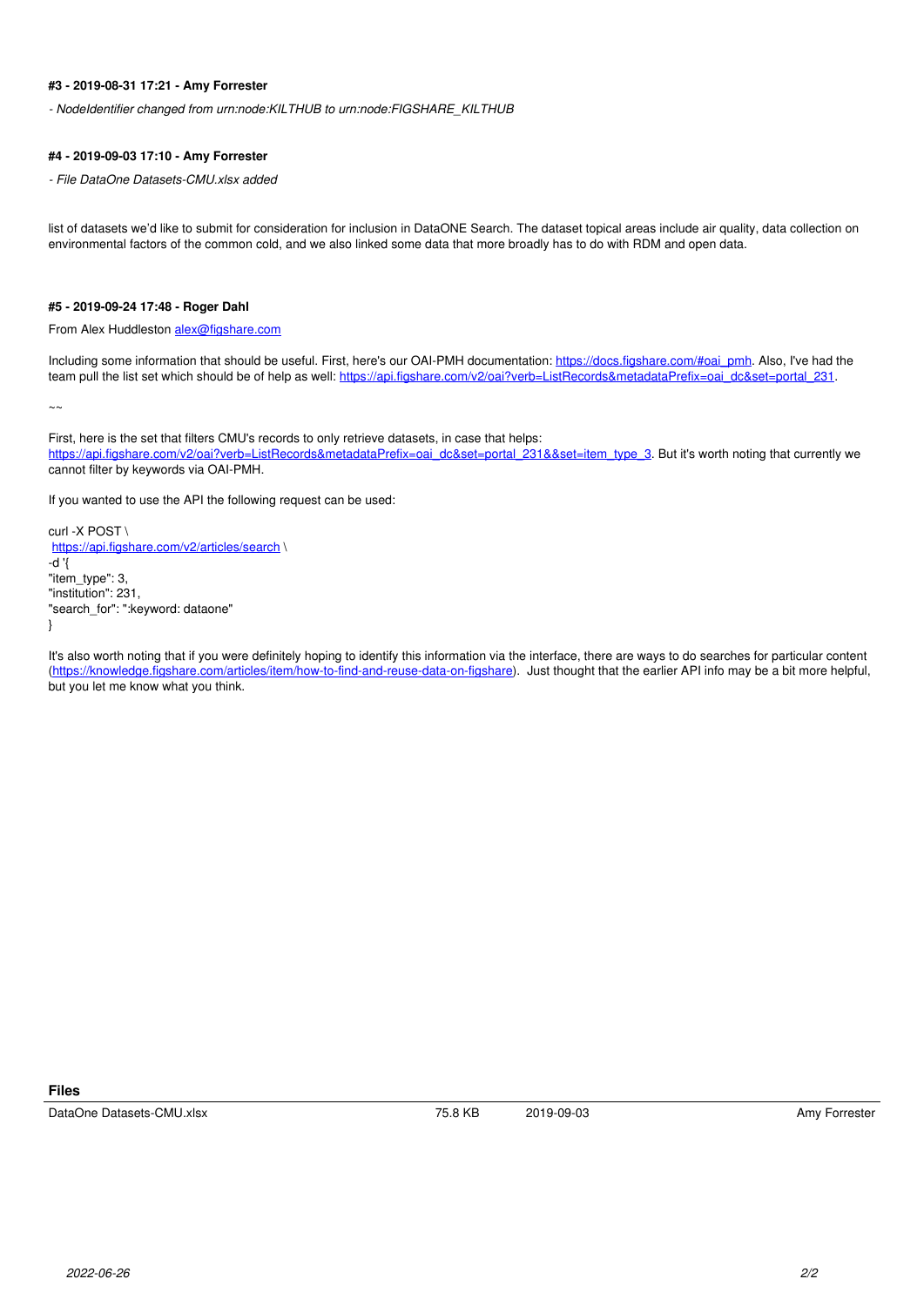#### #3 - 2019-08-31 17:21 - Amy Forrester

*- NodeIdentifier changed from urn:node:KILTHUB to urn:node:FIGSHARE_KILTHUB*

#### #4 - 2019-09-03 17:10 - Amy Forrester

*- File DataOne Datasets-CMU.xlsx added*

list of datasets we'd like to submit for consideration for inclusion in DataONE Search. The dataset topical areas include air quality, data collection on environmental factors of the common cold, and we also linked some data that more broadly has to do with RDM and open data.

#### #5 - 2019-09-24 17:48 - Roger Dahl

From Alex Huddleston alex@figshare.com

Including some information that should be useful. First, here's our OAI-PMH documentation: https://docs.figshare.com/#oai_pmh. Also, I've had the team pull the list set which should be of help as well: https://api.figshare.com/v2/oai?verb=ListRecords&metadataPrefix=oai_dc&set=portal_231.

~~

First, here is the set that filters CMU's records to only retrieve datasets, in case that helps: https://api.figshare.com/v2/oai?verb=ListRecords&metadataPrefix=oai_dc&set=portal_231&&set=item_type_3. But it's worth noting that currently we cannot filter by keywords via OAI-PMH.

If you wanted to use the API the following request can be used:

```
curl -X POST \
 https://api.figshare.com/v2/articles/search \
-d '{
"item_type": 3,
"institution": 231,
"search_for": ":keyword: dataone"
}
```

It's also worth noting that if you were definitely hoping to identify this information via the interface, there are ways to do searches for particular content (https://knowledge.figshare.com/articles/item/how-to-find-and-reuse-data-on-figshare). Just thought that the earlier API info may be a bit more helpful, but you let me know what you think.

**Files**

| | | | |
|---|---|---|---|
| DataOne Datasets-CMU.xlsx | 75.8 KB | 2019-09-03 | Amy Forrester |